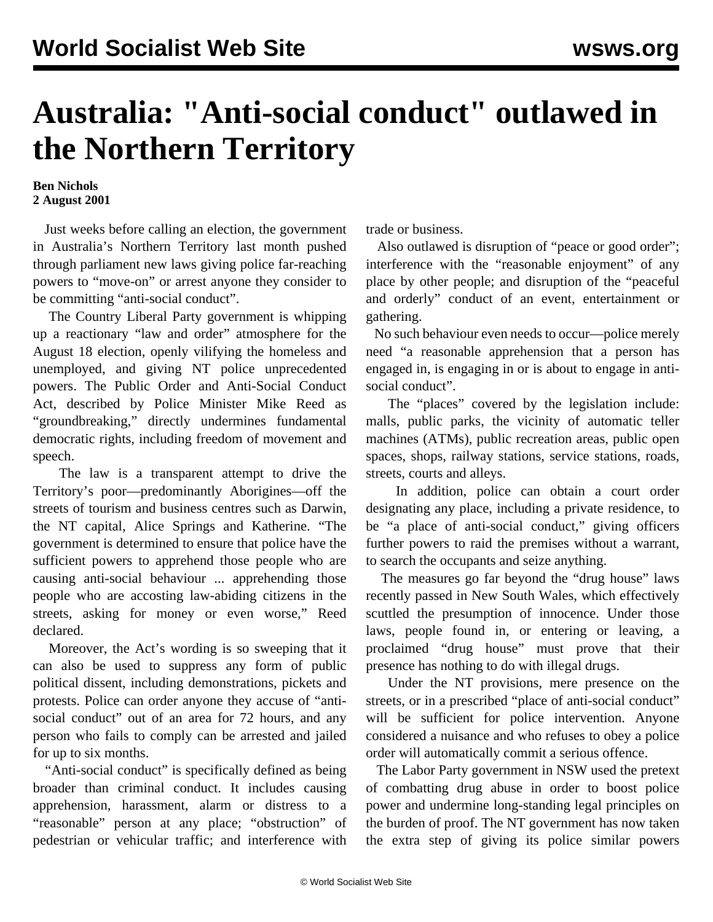# Australia: "Anti-social conduct" outlawed in the Northern Territory

**Ben Nichols**
**2 August 2001**

Just weeks before calling an election, the government in Australia's Northern Territory last month pushed through parliament new laws giving police far-reaching powers to "move-on" or arrest anyone they consider to be committing "anti-social conduct".

The Country Liberal Party government is whipping up a reactionary "law and order" atmosphere for the August 18 election, openly vilifying the homeless and unemployed, and giving NT police unprecedented powers. The Public Order and Anti-Social Conduct Act, described by Police Minister Mike Reed as "groundbreaking," directly undermines fundamental democratic rights, including freedom of movement and speech.

The law is a transparent attempt to drive the Territory's poor—predominantly Aborigines—off the streets of tourism and business centres such as Darwin, the NT capital, Alice Springs and Katherine. "The government is determined to ensure that police have the sufficient powers to apprehend those people who are causing anti-social behaviour ... apprehending those people who are accosting law-abiding citizens in the streets, asking for money or even worse," Reed declared.

Moreover, the Act's wording is so sweeping that it can also be used to suppress any form of public political dissent, including demonstrations, pickets and protests. Police can order anyone they accuse of "anti-social conduct" out of an area for 72 hours, and any person who fails to comply can be arrested and jailed for up to six months.

"Anti-social conduct" is specifically defined as being broader than criminal conduct. It includes causing apprehension, harassment, alarm or distress to a "reasonable" person at any place; "obstruction" of pedestrian or vehicular traffic; and interference with trade or business.

Also outlawed is disruption of "peace or good order"; interference with the "reasonable enjoyment" of any place by other people; and disruption of the "peaceful and orderly" conduct of an event, entertainment or gathering.

No such behaviour even needs to occur—police merely need "a reasonable apprehension that a person has engaged in, is engaging in or is about to engage in anti-social conduct".

The "places" covered by the legislation include: malls, public parks, the vicinity of automatic teller machines (ATMs), public recreation areas, public open spaces, shops, railway stations, service stations, roads, streets, courts and alleys.

In addition, police can obtain a court order designating any place, including a private residence, to be "a place of anti-social conduct," giving officers further powers to raid the premises without a warrant, to search the occupants and seize anything.

The measures go far beyond the "drug house" laws recently passed in New South Wales, which effectively scuttled the presumption of innocence. Under those laws, people found in, or entering or leaving, a proclaimed "drug house" must prove that their presence has nothing to do with illegal drugs.

Under the NT provisions, mere presence on the streets, or in a prescribed "place of anti-social conduct" will be sufficient for police intervention. Anyone considered a nuisance and who refuses to obey a police order will automatically commit a serious offence.

The Labor Party government in NSW used the pretext of combatting drug abuse in order to boost police power and undermine long-standing legal principles on the burden of proof. The NT government has now taken the extra step of giving its police similar powers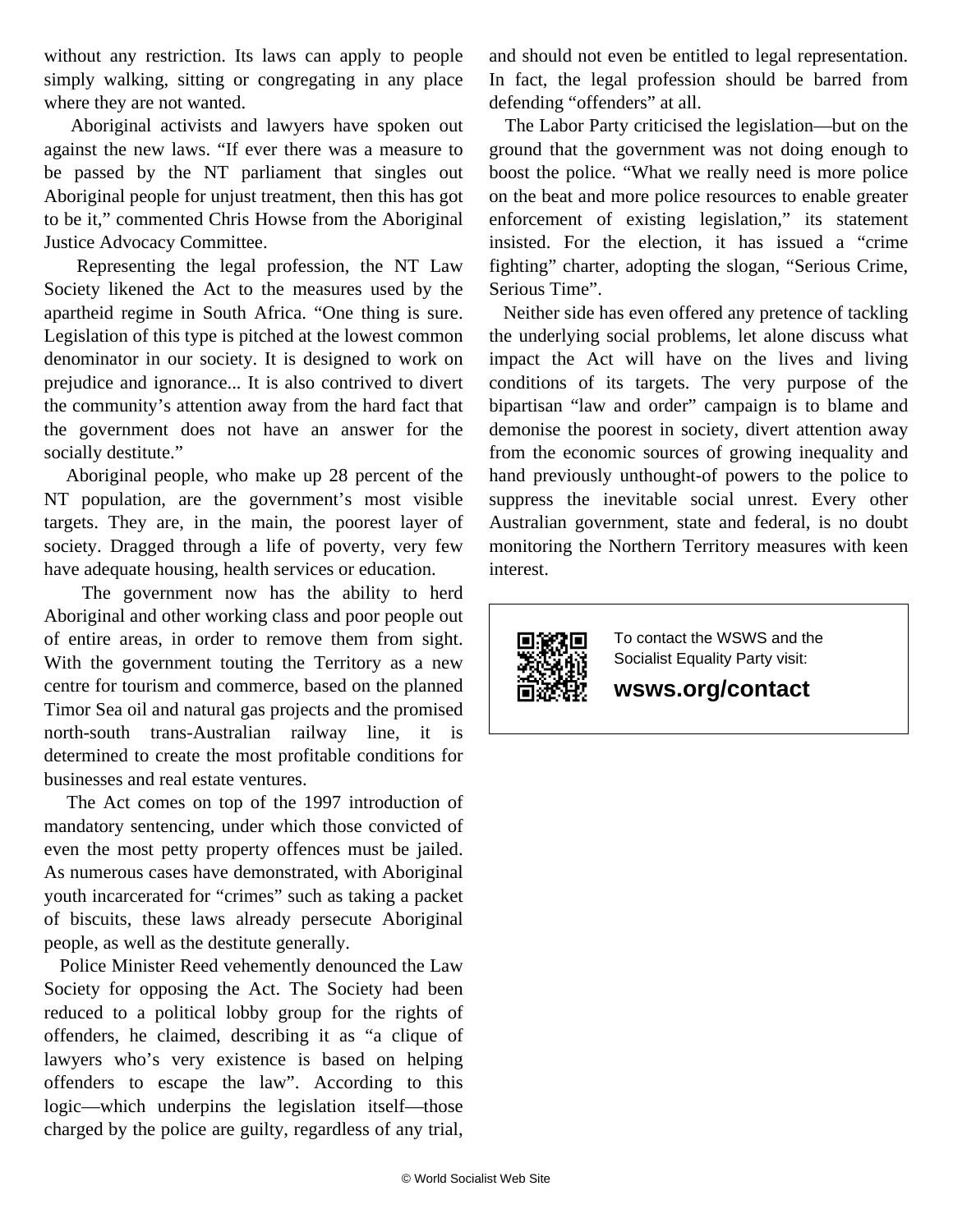without any restriction. Its laws can apply to people simply walking, sitting or congregating in any place where they are not wanted.

Aboriginal activists and lawyers have spoken out against the new laws. "If ever there was a measure to be passed by the NT parliament that singles out Aboriginal people for unjust treatment, then this has got to be it," commented Chris Howse from the Aboriginal Justice Advocacy Committee.

Representing the legal profession, the NT Law Society likened the Act to the measures used by the apartheid regime in South Africa. "One thing is sure. Legislation of this type is pitched at the lowest common denominator in our society. It is designed to work on prejudice and ignorance... It is also contrived to divert the community's attention away from the hard fact that the government does not have an answer for the socially destitute."

Aboriginal people, who make up 28 percent of the NT population, are the government's most visible targets. They are, in the main, the poorest layer of society. Dragged through a life of poverty, very few have adequate housing, health services or education.

The government now has the ability to herd Aboriginal and other working class and poor people out of entire areas, in order to remove them from sight. With the government touting the Territory as a new centre for tourism and commerce, based on the planned Timor Sea oil and natural gas projects and the promised north-south trans-Australian railway line, it is determined to create the most profitable conditions for businesses and real estate ventures.

The Act comes on top of the 1997 introduction of mandatory sentencing, under which those convicted of even the most petty property offences must be jailed. As numerous cases have demonstrated, with Aboriginal youth incarcerated for "crimes" such as taking a packet of biscuits, these laws already persecute Aboriginal people, as well as the destitute generally.

Police Minister Reed vehemently denounced the Law Society for opposing the Act. The Society had been reduced to a political lobby group for the rights of offenders, he claimed, describing it as "a clique of lawyers who's very existence is based on helping offenders to escape the law". According to this logic—which underpins the legislation itself—those charged by the police are guilty, regardless of any trial, and should not even be entitled to legal representation. In fact, the legal profession should be barred from defending "offenders" at all.

The Labor Party criticised the legislation—but on the ground that the government was not doing enough to boost the police. "What we really need is more police on the beat and more police resources to enable greater enforcement of existing legislation," its statement insisted. For the election, it has issued a "crime fighting" charter, adopting the slogan, "Serious Crime, Serious Time".

Neither side has even offered any pretence of tackling the underlying social problems, let alone discuss what impact the Act will have on the lives and living conditions of its targets. The very purpose of the bipartisan "law and order" campaign is to blame and demonise the poorest in society, divert attention away from the economic sources of growing inequality and hand previously unthought-of powers to the police to suppress the inevitable social unrest. Every other Australian government, state and federal, is no doubt monitoring the Northern Territory measures with keen interest.

To contact the WSWS and the Socialist Equality Party visit:

**wsws.org/contact**